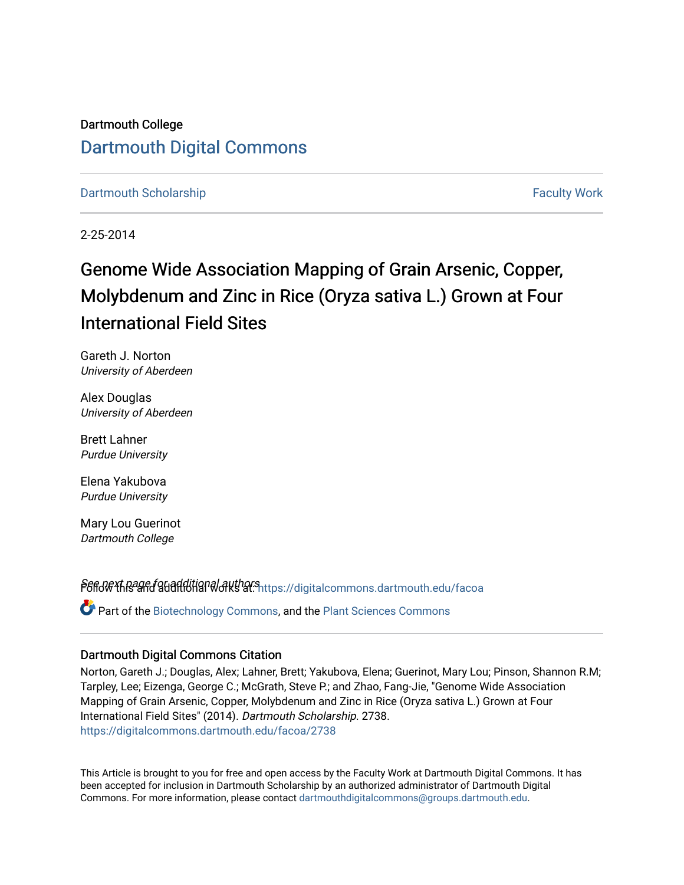Dartmouth College

# Dartmouth Digital Commons

Dartmouth Scholarship

Faculty Work

2-25-2014

# Genome Wide Association Mapping of Grain Arsenic, Copper, Molybdenum and Zinc in Rice (Oryza sativa L.) Grown at Four International Field Sites

Gareth J. Norton
*University of Aberdeen*

Alex Douglas
*University of Aberdeen*

Brett Lahner
*Purdue University*

Elena Yakubova
*Purdue University*

Mary Lou Guerinot
*Dartmouth College*

See next page for additional authors

Follow this and additional works at: https://digitalcommons.dartmouth.edu/facoa

Part of the Biotechnology Commons, and the Plant Sciences Commons

## Dartmouth Digital Commons Citation

Norton, Gareth J.; Douglas, Alex; Lahner, Brett; Yakubova, Elena; Guerinot, Mary Lou; Pinson, Shannon R.M; Tarpley, Lee; Eizenga, George C.; McGrath, Steve P.; and Zhao, Fang-Jie, "Genome Wide Association Mapping of Grain Arsenic, Copper, Molybdenum and Zinc in Rice (Oryza sativa L.) Grown at Four International Field Sites" (2014). *Dartmouth Scholarship*. 2738.
https://digitalcommons.dartmouth.edu/facoa/2738

This Article is brought to you for free and open access by the Faculty Work at Dartmouth Digital Commons. It has been accepted for inclusion in Dartmouth Scholarship by an authorized administrator of Dartmouth Digital Commons. For more information, please contact dartmouthdigitalcommons@groups.dartmouth.edu.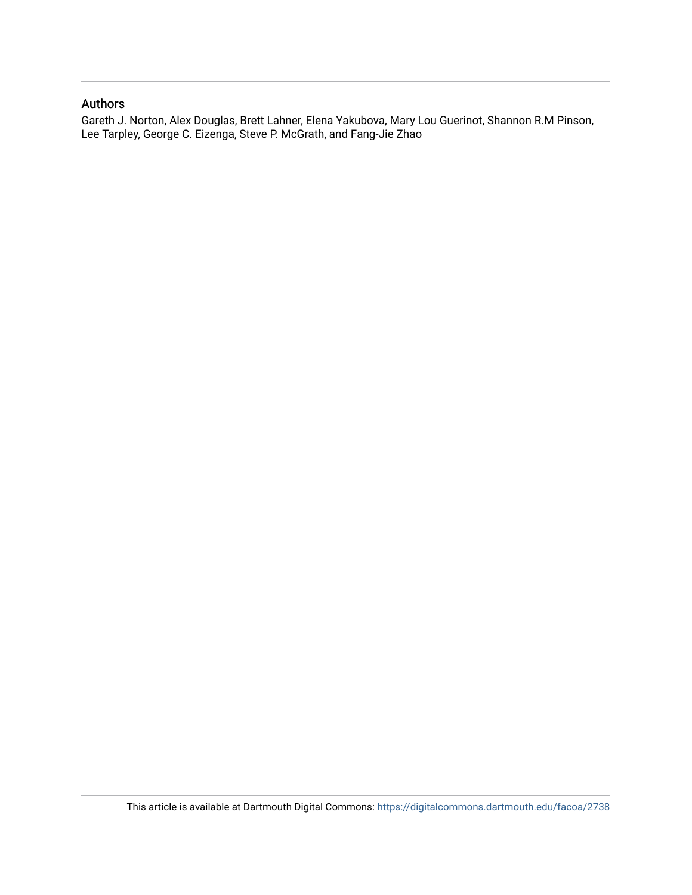## Authors

Gareth J. Norton, Alex Douglas, Brett Lahner, Elena Yakubova, Mary Lou Guerinot, Shannon R.M Pinson, Lee Tarpley, George C. Eizenga, Steve P. McGrath, and Fang-Jie Zhao

This article is available at Dartmouth Digital Commons: https://digitalcommons.dartmouth.edu/facoa/2738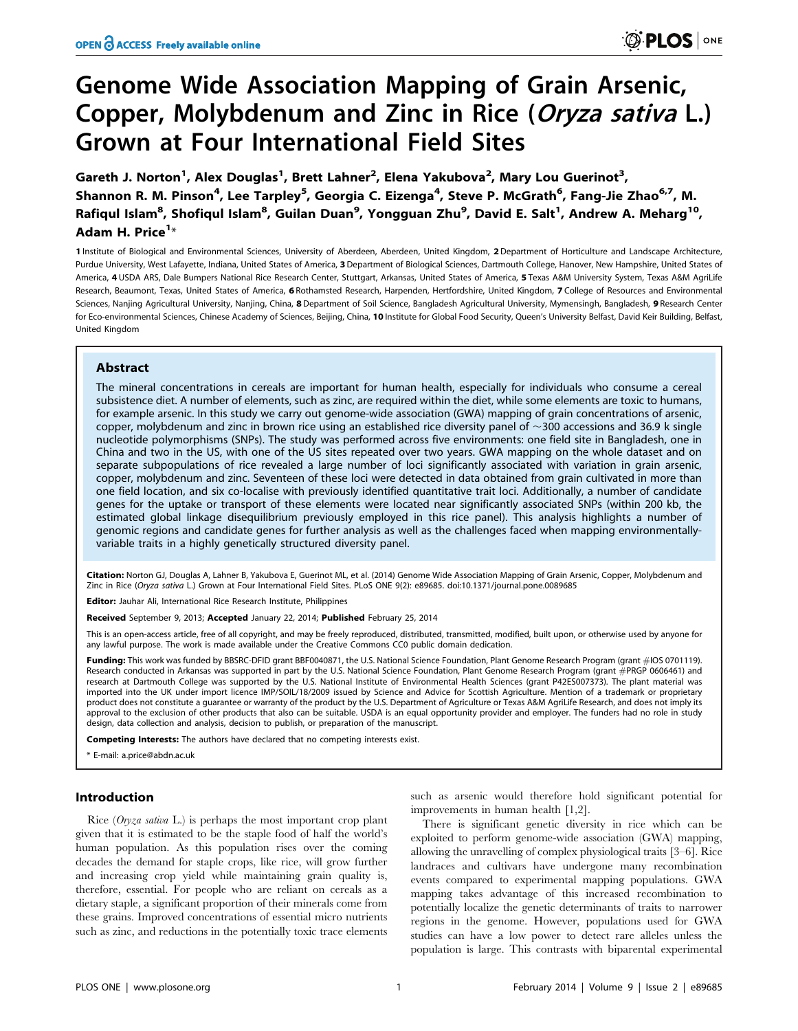# Genome Wide Association Mapping of Grain Arsenic, Copper, Molybdenum and Zinc in Rice (*Oryza sativa* L.) Grown at Four International Field Sites

Gareth J. Norton[1], Alex Douglas[1], Brett Lahner[2], Elena Yakubova[2], Mary Lou Guerinot[3], Shannon R. M. Pinson[4], Lee Tarpley[5], Georgia C. Eizenga[4], Steve P. McGrath[6], Fang-Jie Zhao[6,7], M. Rafiqul Islam[8], Shofiqul Islam[8], Guilan Duan[9], Yongguan Zhu[9], David E. Salt[1], Andrew A. Meharg[10], Adam H. Price[1]*

1 Institute of Biological and Environmental Sciences, University of Aberdeen, Aberdeen, United Kingdom, 2 Department of Horticulture and Landscape Architecture, Purdue University, West Lafayette, Indiana, United States of America, 3 Department of Biological Sciences, Dartmouth College, Hanover, New Hampshire, United States of America, 4 USDA ARS, Dale Bumpers National Rice Research Center, Stuttgart, Arkansas, United States of America, 5 Texas A&M University System, Texas A&M AgriLife Research, Beaumont, Texas, United States of America, 6 Rothamsted Research, Harpenden, Hertfordshire, United Kingdom, 7 College of Resources and Environmental Sciences, Nanjing Agricultural University, Nanjing, China, 8 Department of Soil Science, Bangladesh Agricultural University, Mymensingh, Bangladesh, 9 Research Center for Eco-environmental Sciences, Chinese Academy of Sciences, Beijing, China, 10 Institute for Global Food Security, Queen's University Belfast, David Keir Building, Belfast, United Kingdom

## Abstract

The mineral concentrations in cereals are important for human health, especially for individuals who consume a cereal subsistence diet. A number of elements, such as zinc, are required within the diet, while some elements are toxic to humans, for example arsenic. In this study we carry out genome-wide association (GWA) mapping of grain concentrations of arsenic, copper, molybdenum and zinc in brown rice using an established rice diversity panel of ~300 accessions and 36.9 k single nucleotide polymorphisms (SNPs). The study was performed across five environments: one field site in Bangladesh, one in China and two in the US, with one of the US sites repeated over two years. GWA mapping on the whole dataset and on separate subpopulations of rice revealed a large number of loci significantly associated with variation in grain arsenic, copper, molybdenum and zinc. Seventeen of these loci were detected in data obtained from grain cultivated in more than one field location, and six co-localise with previously identified quantitative trait loci. Additionally, a number of candidate genes for the uptake or transport of these elements were located near significantly associated SNPs (within 200 kb, the estimated global linkage disequilibrium previously employed in this rice panel). This analysis highlights a number of genomic regions and candidate genes for further analysis as well as the challenges faced when mapping environmentally-variable traits in a highly genetically structured diversity panel.

**Citation:** Norton GJ, Douglas A, Lahner B, Yakubova E, Guerinot ML, et al. (2014) Genome Wide Association Mapping of Grain Arsenic, Copper, Molybdenum and Zinc in Rice (*Oryza sativa* L.) Grown at Four International Field Sites. PLoS ONE 9(2): e89685. doi:10.1371/journal.pone.0089685

**Editor:** Jauhar Ali, International Rice Research Institute, Philippines

**Received** September 9, 2013; **Accepted** January 22, 2014; **Published** February 25, 2014

This is an open-access article, free of all copyright, and may be freely reproduced, distributed, transmitted, modified, built upon, or otherwise used by anyone for any lawful purpose. The work is made available under the Creative Commons CC0 public domain dedication.

**Funding:** This work was funded by BBSRC-DFID grant BBF0040871, the U.S. National Science Foundation, Plant Genome Research Program (grant #IOS 0701119). Research conducted in Arkansas was supported in part by the U.S. National Science Foundation, Plant Genome Research Program (grant #PRGP 0606461) and research at Dartmouth College was supported by the U.S. National Institute of Environmental Health Sciences (grant P42ES007373). The plant material was imported into the UK under import licence IMP/SOIL/18/2009 issued by Science and Advice for Scottish Agriculture. Mention of a trademark or proprietary product does not constitute a guarantee or warranty of the product by the U.S. Department of Agriculture or Texas A&M AgriLife Research, and does not imply its approval to the exclusion of other products that also can be suitable. USDA is an equal opportunity provider and employer. The funders had no role in study design, data collection and analysis, decision to publish, or preparation of the manuscript.

**Competing Interests:** The authors have declared that no competing interests exist.

* E-mail: a.price@abdn.ac.uk

## Introduction

Rice (*Oryza sativa* L.) is perhaps the most important crop plant given that it is estimated to be the staple food of half the world's human population. As this population rises over the coming decades the demand for staple crops, like rice, will grow further and increasing crop yield while maintaining grain quality is, therefore, essential. For people who are reliant on cereals as a dietary staple, a significant proportion of their minerals come from these grains. Improved concentrations of essential micro nutrients such as zinc, and reductions in the potentially toxic trace elements such as arsenic would therefore hold significant potential for improvements in human health [1,2].

There is significant genetic diversity in rice which can be exploited to perform genome-wide association (GWA) mapping, allowing the unravelling of complex physiological traits [3–6]. Rice landraces and cultivars have undergone many recombination events compared to experimental mapping populations. GWA mapping takes advantage of this increased recombination to potentially localize the genetic determinants of traits to narrower regions in the genome. However, populations used for GWA studies can have a low power to detect rare alleles unless the population is large. This contrasts with biparental experimental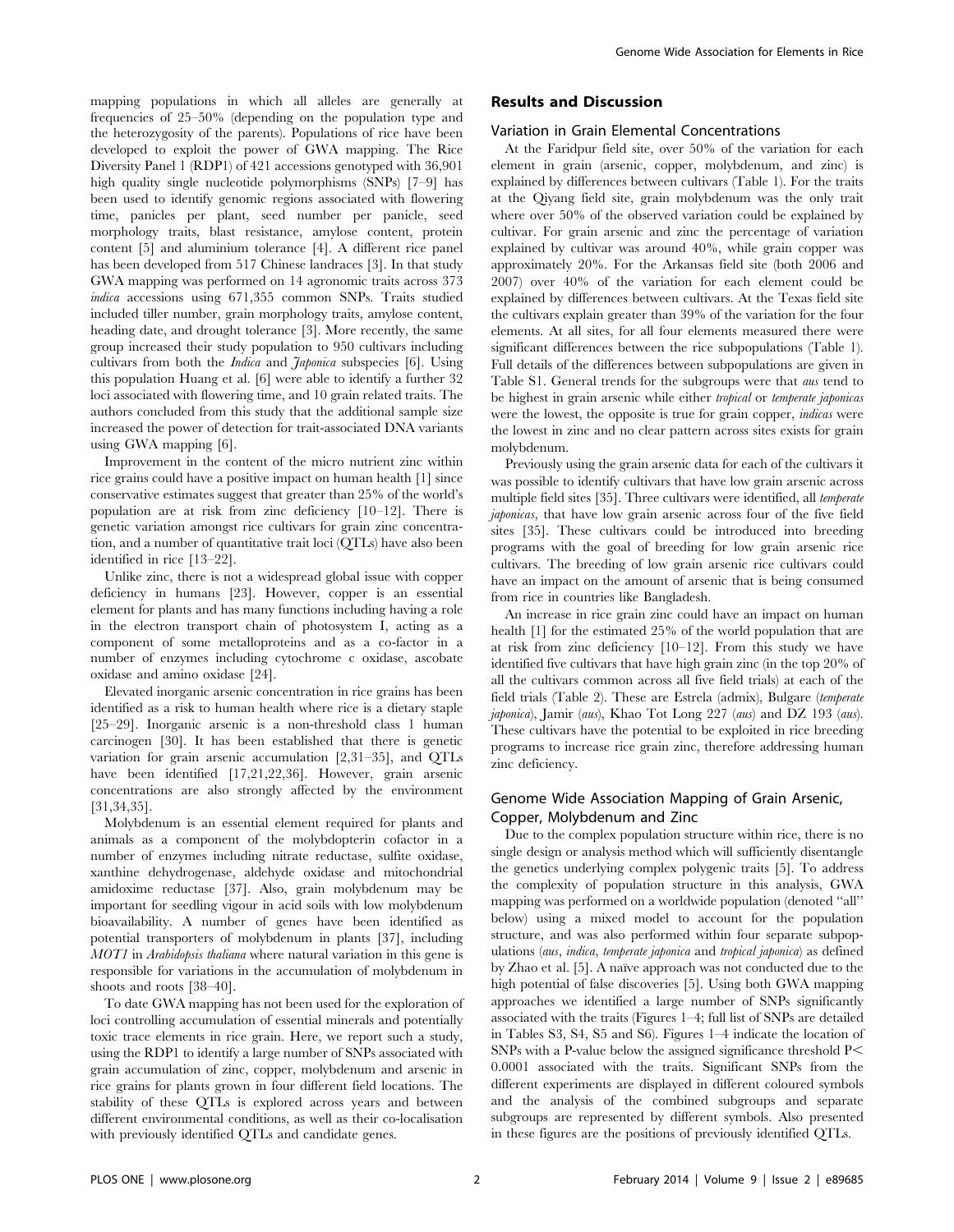mapping populations in which all alleles are generally at frequencies of 25–50% (depending on the population type and the heterozygosity of the parents). Populations of rice have been developed to exploit the power of GWA mapping. The Rice Diversity Panel 1 (RDP1) of 421 accessions genotyped with 36,901 high quality single nucleotide polymorphisms (SNPs) [7–9] has been used to identify genomic regions associated with flowering time, panicles per plant, seed number per panicle, seed morphology traits, blast resistance, amylose content, protein content [5] and aluminium tolerance [4]. A different rice panel has been developed from 517 Chinese landraces [3]. In that study GWA mapping was performed on 14 agronomic traits across 373 *indica* accessions using 671,355 common SNPs. Traits studied included tiller number, grain morphology traits, amylose content, heading date, and drought tolerance [3]. More recently, the same group increased their study population to 950 cultivars including cultivars from both the *Indica* and *Japonica* subspecies [6]. Using this population Huang et al. [6] were able to identify a further 32 loci associated with flowering time, and 10 grain related traits. The authors concluded from this study that the additional sample size increased the power of detection for trait-associated DNA variants using GWA mapping [6].

Improvement in the content of the micro nutrient zinc within rice grains could have a positive impact on human health [1] since conservative estimates suggest that greater than 25% of the world's population are at risk from zinc deficiency [10–12]. There is genetic variation amongst rice cultivars for grain zinc concentration, and a number of quantitative trait loci (QTLs) have also been identified in rice [13–22].

Unlike zinc, there is not a widespread global issue with copper deficiency in humans [23]. However, copper is an essential element for plants and has many functions including having a role in the electron transport chain of photosystem I, acting as a component of some metalloproteins and as a co-factor in a number of enzymes including cytochrome c oxidase, ascobate oxidase and amino oxidase [24].

Elevated inorganic arsenic concentration in rice grains has been identified as a risk to human health where rice is a dietary staple [25–29]. Inorganic arsenic is a non-threshold class 1 human carcinogen [30]. It has been established that there is genetic variation for grain arsenic accumulation [2,31–35], and QTLs have been identified [17,21,22,36]. However, grain arsenic concentrations are also strongly affected by the environment [31,34,35].

Molybdenum is an essential element required for plants and animals as a component of the molybdopterin cofactor in a number of enzymes including nitrate reductase, sulfite oxidase, xanthine dehydrogenase, aldehyde oxidase and mitochondrial amidoxime reductase [37]. Also, grain molybdenum may be important for seedling vigour in acid soils with low molybdenum bioavailability. A number of genes have been identified as potential transporters of molybdenum in plants [37], including *MOT1* in *Arabidopsis thaliana* where natural variation in this gene is responsible for variations in the accumulation of molybdenum in shoots and roots [38–40].

To date GWA mapping has not been used for the exploration of loci controlling accumulation of essential minerals and potentially toxic trace elements in rice grain. Here, we report such a study, using the RDP1 to identify a large number of SNPs associated with grain accumulation of zinc, copper, molybdenum and arsenic in rice grains for plants grown in four different field locations. The stability of these QTLs is explored across years and between different environmental conditions, as well as their co-localisation with previously identified QTLs and candidate genes.

## Results and Discussion

### Variation in Grain Elemental Concentrations

At the Faridpur field site, over 50% of the variation for each element in grain (arsenic, copper, molybdenum, and zinc) is explained by differences between cultivars (Table 1). For the traits at the Qiyang field site, grain molybdenum was the only trait where over 50% of the observed variation could be explained by cultivar. For grain arsenic and zinc the percentage of variation explained by cultivar was around 40%, while grain copper was approximately 20%. For the Arkansas field site (both 2006 and 2007) over 40% of the variation for each element could be explained by differences between cultivars. At the Texas field site the cultivars explain greater than 39% of the variation for the four elements. At all sites, for all four elements measured there were significant differences between the rice subpopulations (Table 1). Full details of the differences between subpopulations are given in Table S1. General trends for the subgroups were that *aus* tend to be highest in grain arsenic while either *tropical* or *temperate japonicas* were the lowest, the opposite is true for grain copper, *indicas* were the lowest in zinc and no clear pattern across sites exists for grain molybdenum.

Previously using the grain arsenic data for each of the cultivars it was possible to identify cultivars that have low grain arsenic across multiple field sites [35]. Three cultivars were identified, all *temperate japonicas*, that have low grain arsenic across four of the five field sites [35]. These cultivars could be introduced into breeding programs with the goal of breeding for low grain arsenic rice cultivars. The breeding of low grain arsenic rice cultivars could have an impact on the amount of arsenic that is being consumed from rice in countries like Bangladesh.

An increase in rice grain zinc could have an impact on human health [1] for the estimated 25% of the world population that are at risk from zinc deficiency [10–12]. From this study we have identified five cultivars that have high grain zinc (in the top 20% of all the cultivars common across all five field trials) at each of the field trials (Table 2). These are Estrela (admix), Bulgare (*temperate japonica*), Jamir (*aus*), Khao Tot Long 227 (*aus*) and DZ 193 (*aus*). These cultivars have the potential to be exploited in rice breeding programs to increase rice grain zinc, therefore addressing human zinc deficiency.

### Genome Wide Association Mapping of Grain Arsenic, Copper, Molybdenum and Zinc

Due to the complex population structure within rice, there is no single design or analysis method which will sufficiently disentangle the genetics underlying complex polygenic traits [5]. To address the complexity of population structure in this analysis, GWA mapping was performed on a worldwide population (denoted "all" below) using a mixed model to account for the population structure, and was also performed within four separate subpopulations (*aus*, *indica*, *temperate japonica* and *tropical japonica*) as defined by Zhao et al. [5]. A naïve approach was not conducted due to the high potential of false discoveries [5]. Using both GWA mapping approaches we identified a large number of SNPs significantly associated with the traits (Figures 1–4; full list of SNPs are detailed in Tables S3, S4, S5 and S6). Figures 1–4 indicate the location of SNPs with a P-value below the assigned significance threshold $P < 0.0001$ associated with the traits. Significant SNPs from the different experiments are displayed in different coloured symbols and the analysis of the combined subgroups and separate subgroups are represented by different symbols. Also presented in these figures are the positions of previously identified QTLs.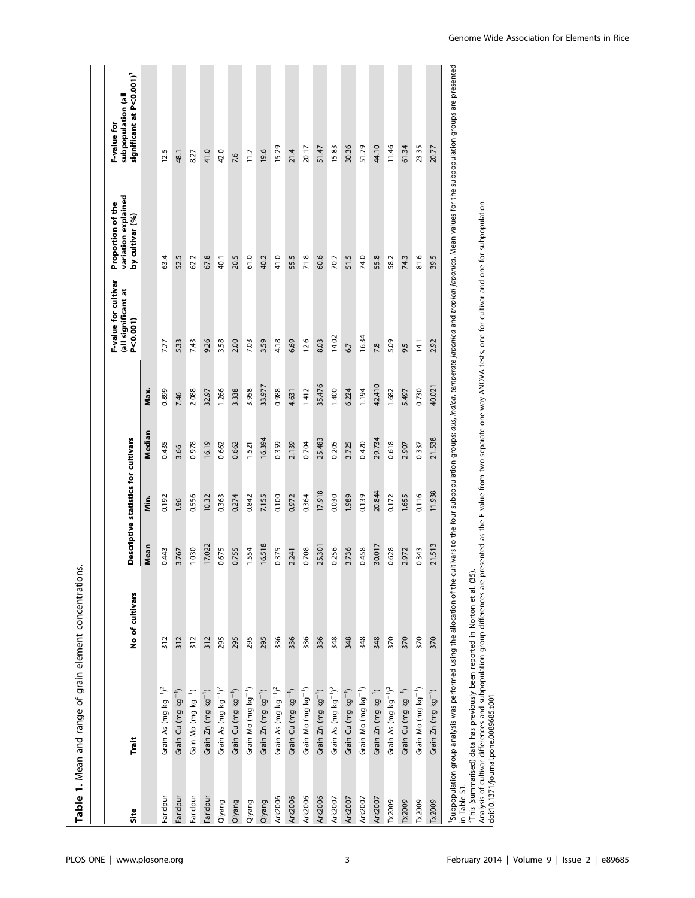**Table 1.** Mean and range of grain element concentrations.

| Site | Trait | No of cultivars | Descriptive statistics for cultivars | | | | F-value for cultivar (all significant at P<0.001) | Proportion of the variation explained by cultivar (%) | F-value for subpopulation (all significant at P<0.001)[1] |
|---|---|---|---|---|---|---|---|---|---|
| | | | Mean | Min. | Median | Max. | | | |
| Faridpur | Grain As (mg kg$^{-1}$)[2] | 312 | 0.443 | 0.192 | 0.435 | 0.899 | 7.77 | 63.4 | 12.5 |
| Faridpur | Grain Cu (mg kg$^{-1}$) | 312 | 3.767 | 1.96 | 3.66 | 7.46 | 5.33 | 52.5 | 48.1 |
| Faridpur | Gain Mo (mg kg$^{-1}$) | 312 | 1.030 | 0.556 | 0.978 | 2.088 | 7.43 | 62.2 | 8.27 |
| Faridpur | Grain Zn (mg kg$^{-1}$) | 312 | 17.022 | 10.32 | 16.19 | 32.97 | 9.26 | 67.8 | 41.0 |
| Qiyang | Grain As (mg kg$^{-1}$)[2] | 295 | 0.675 | 0.363 | 0.662 | 1.266 | 3.58 | 40.1 | 42.0 |
| Qiyang | Grain Cu (mg kg$^{-1}$) | 295 | 0.755 | 0.274 | 0.662 | 3.338 | 2.00 | 20.5 | 7.6 |
| Qiyang | Grain Mo (mg kg$^{-1}$) | 295 | 1.554 | 0.842 | 1.521 | 3.958 | 7.03 | 61.0 | 11.7 |
| Qiyang | Grain Zn (mg kg$^{-1}$) | 295 | 16.518 | 7.155 | 16.394 | 33.977 | 3.59 | 40.2 | 19.6 |
| Ark2006 | Grain As (mg kg$^{-1}$)[2] | 336 | 0.375 | 0.100 | 0.359 | 0.988 | 4.18 | 41.0 | 15.29 |
| Ark2006 | Grain Cu (mg kg$^{-1}$) | 336 | 2.241 | 0.972 | 2.139 | 4.631 | 6.69 | 55.5 | 21.4 |
| Ark2006 | Grain Mo (mg kg$^{-1}$) | 336 | 0.708 | 0.364 | 0.704 | 1.412 | 12.6 | 71.8 | 20.17 |
| Ark2006 | Grain Zn (mg kg$^{-1}$) | 336 | 25.301 | 17.918 | 25.483 | 35.476 | 8.03 | 60.6 | 51.47 |
| Ark2007 | Grain As (mg kg$^{-1}$)[2] | 348 | 0.256 | 0.030 | 0.205 | 1.400 | 14.02 | 70.7 | 15.83 |
| Ark2007 | Grain Cu (mg kg$^{-1}$) | 348 | 3.736 | 1.989 | 3.725 | 6.224 | 6.7 | 51.5 | 30.36 |
| Ark2007 | Grain Mo (mg kg$^{-1}$) | 348 | 0.458 | 0.139 | 0.420 | 1.194 | 16.34 | 74.0 | 51.79 |
| Ark2007 | Grain Zn (mg kg$^{-1}$) | 348 | 30.017 | 20.844 | 29.734 | 42.410 | 7.8 | 55.8 | 44.10 |
| Tx2009 | Grain As (mg kg$^{-1}$)[2] | 370 | 0.628 | 0.172 | 0.618 | 1.682 | 5.09 | 58.2 | 11.46 |
| Tx2009 | Grain Cu (mg kg$^{-1}$) | 370 | 2.972 | 1.655 | 2.907 | 5.497 | 9.5 | 74.3 | 61.34 |
| Tx2009 | Grain Mo (mg kg$^{-1}$) | 370 | 0.343 | 0.116 | 0.337 | 0.730 | 14.1 | 81.6 | 23.35 |
| Tx2009 | Grain Zn (mg kg$^{-1}$) | 370 | 21.513 | 11.938 | 21.538 | 40.021 | 2.92 | 39.5 | 20.77 |

[1]Subpopulation group analysis was performed using the allocation of the cultivars to the four subpopulation groups: *aus*, *indica*, *temperate japonica* and *tropical japonica*. Mean values for the subpopulation groups are presented in Table S1.

[2]This (summarised) data has previously been reported in Norton et al. (35).

Analysis of cultivar differences and subpopulation group differences are presented as the F value from two separate one-way ANOVA tests, one for cultivar and one for subpopulation.

doi:10.1371/journal.pone.0089685.t001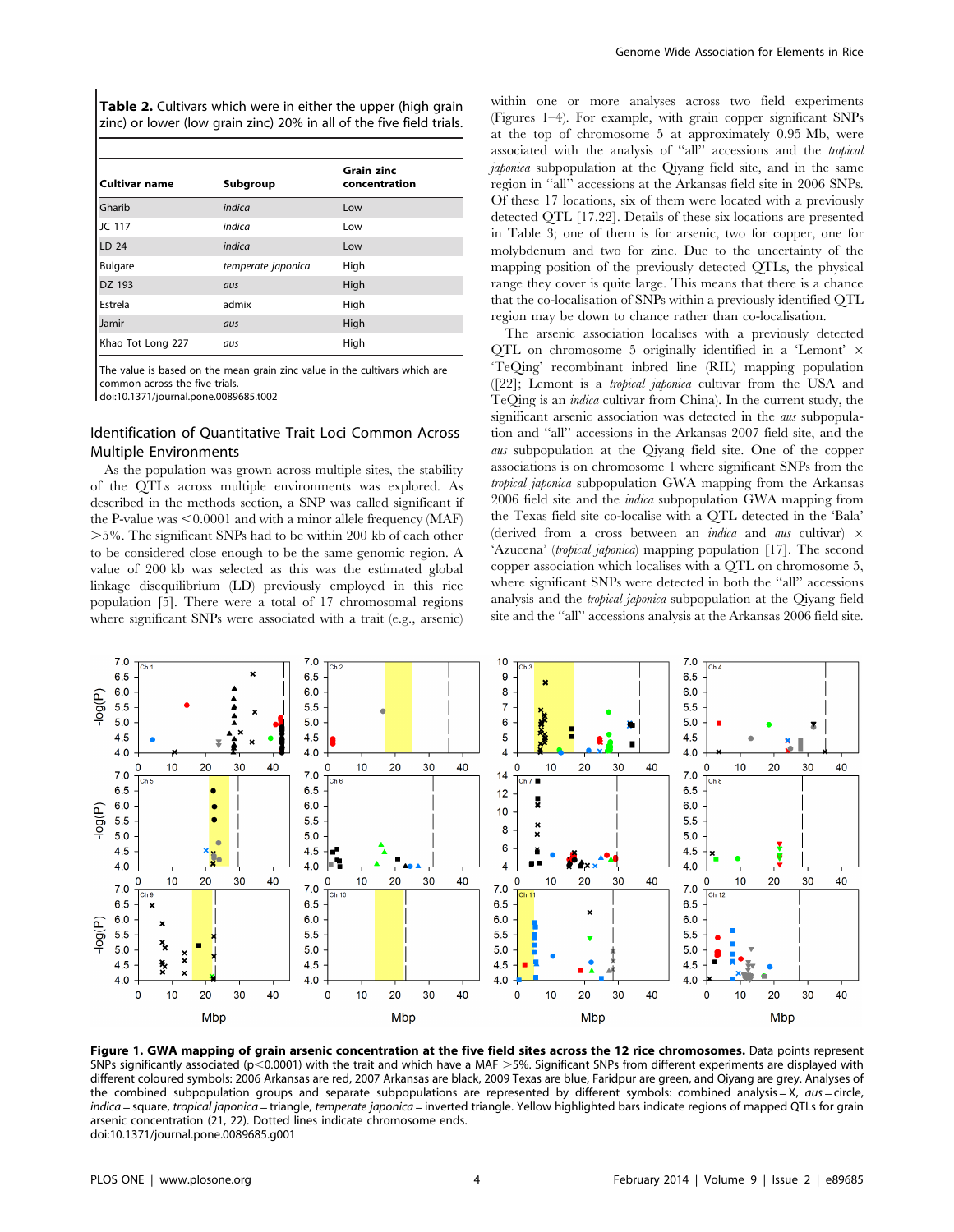**Table 2.** Cultivars which were in either the upper (high grain zinc) or lower (low grain zinc) 20% in all of the five field trials.

| Cultivar name | Subgroup | Grain zinc concentration |
| --- | --- | --- |
| Gharib | *indica* | Low |
| JC 117 | *indica* | Low |
| LD 24 | *indica* | Low |
| Bulgare | *temperate japonica* | High |
| DZ 193 | *aus* | High |
| Estrela | admix | High |
| Jamir | *aus* | High |
| Khao Tot Long 227 | *aus* | High |

The value is based on the mean grain zinc value in the cultivars which are common across the five trials.
doi:10.1371/journal.pone.0089685.t002

## Identification of Quantitative Trait Loci Common Across Multiple Environments

As the population was grown across multiple sites, the stability of the QTLs across multiple environments was explored. As described in the methods section, a SNP was called significant if the P-value was $<0.0001$ and with a minor allele frequency (MAF) $>5\%$. The significant SNPs had to be within 200 kb of each other to be considered close enough to be the same genomic region. A value of 200 kb was selected as this was the estimated global linkage disequilibrium (LD) previously employed in this rice population [5]. There were a total of 17 chromosomal regions where significant SNPs were associated with a trait (e.g., arsenic) within one or more analyses across two field experiments (Figures 1–4). For example, with grain copper significant SNPs at the top of chromosome 5 at approximately 0.95 Mb, were associated with the analysis of "all" accessions and the *tropical japonica* subpopulation at the Qiyang field site, and in the same region in "all" accessions at the Arkansas field site in 2006 SNPs. Of these 17 locations, six of them were located with a previously detected QTL [17,22]. Details of these six locations are presented in Table 3; one of them is for arsenic, two for copper, one for molybdenum and two for zinc. Due to the uncertainty of the mapping position of the previously detected QTLs, the physical range they cover is quite large. This means that there is a chance that the co-localisation of SNPs within a previously identified QTL region may be down to chance rather than co-localisation.

The arsenic association localises with a previously detected QTL on chromosome 5 originally identified in a 'Lemont' × 'TeQing' recombinant inbred line (RIL) mapping population ([22]; Lemont is a *tropical japonica* cultivar from the USA and TeQing is an *indica* cultivar from China). In the current study, the significant arsenic association was detected in the *aus* subpopulation and "all" accessions in the Arkansas 2007 field site, and the *aus* subpopulation at the Qiyang field site. One of the copper associations is on chromosome 1 where significant SNPs from the *tropical japonica* subpopulation GWA mapping from the Arkansas 2006 field site and the *indica* subpopulation GWA mapping from the Texas field site co-localise with a QTL detected in the 'Bala' (derived from a cross between an *indica* and *aus* cultivar) × 'Azucena' (*tropical japonica*) mapping population [17]. The second copper association which localises with a QTL on chromosome 5, where significant SNPs were detected in both the "all" accessions analysis and the *tropical japonica* subpopulation at the Qiyang field site and the "all" accessions analysis at the Arkansas 2006 field site.

**Figure 1. GWA mapping of grain arsenic concentration at the five field sites across the 12 rice chromosomes.** Data points represent SNPs significantly associated ($p<0.0001$) with the trait and which have a MAF $>5\%$. Significant SNPs from different experiments are displayed with different coloured symbols: 2006 Arkansas are red, 2007 Arkansas are black, 2009 Texas are blue, Faridpur are green, and Qiyang are grey. Analyses of the combined subpopulation groups and separate subpopulations are represented by different symbols: combined analysis = X, *aus* = circle, *indica* = square, *tropical japonica* = triangle, *temperate japonica* = inverted triangle. Yellow highlighted bars indicate regions of mapped QTLs for grain arsenic concentration (21, 22). Dotted lines indicate chromosome ends.
doi:10.1371/journal.pone.0089685.g001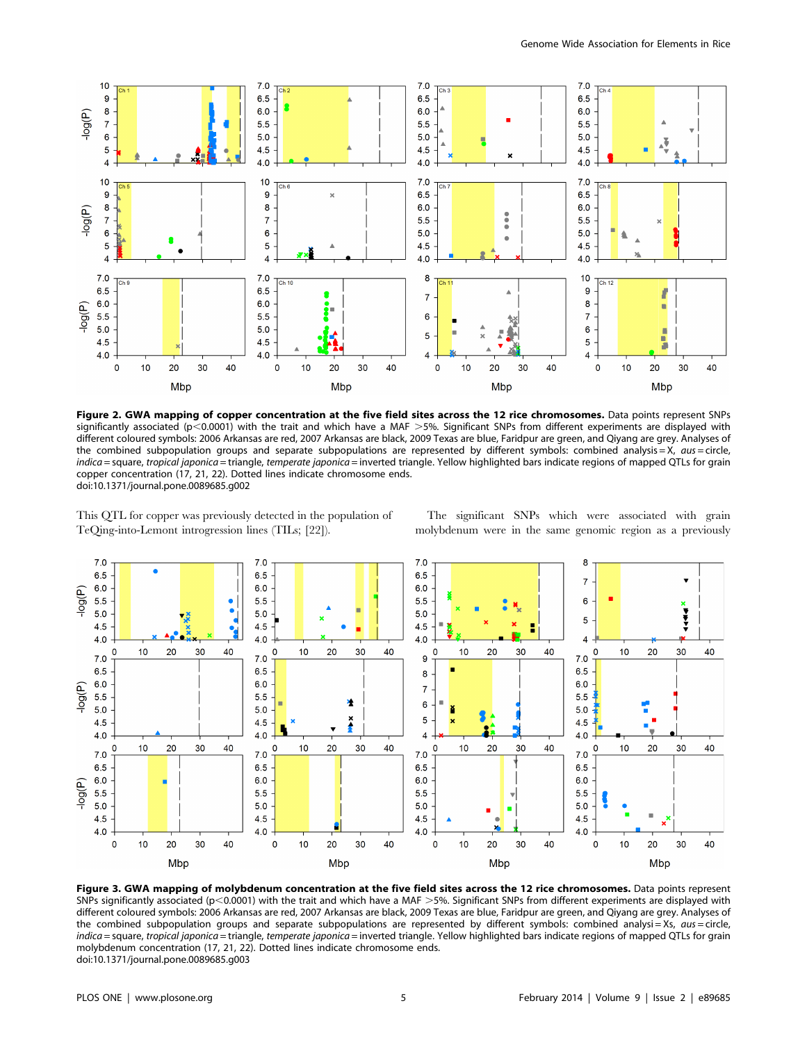**Figure 2. GWA mapping of copper concentration at the five field sites across the 12 rice chromosomes.** Data points represent SNPs significantly associated ($p<0.0001$) with the trait and which have a MAF >5%. Significant SNPs from different experiments are displayed with different coloured symbols: 2006 Arkansas are red, 2007 Arkansas are black, 2009 Texas are blue, Faridpur are green, and Qiyang are grey. Analyses of the combined subpopulation groups and separate subpopulations are represented by different symbols: combined analysis = X, *aus* = circle, *indica* = square, *tropical japonica* = triangle, *temperate japonica* = inverted triangle. Yellow highlighted bars indicate regions of mapped QTLs for grain copper concentration (17, 21, 22). Dotted lines indicate chromosome ends.
doi:10.1371/journal.pone.0089685.g002

This QTL for copper was previously detected in the population of TeQing-into-Lemont introgression lines (TILs; [22]).

The significant SNPs which were associated with grain molybdenum were in the same genomic region as a previously

**Figure 3. GWA mapping of molybdenum concentration at the five field sites across the 12 rice chromosomes.** Data points represent SNPs significantly associated ($p<0.0001$) with the trait and which have a MAF >5%. Significant SNPs from different experiments are displayed with different coloured symbols: 2006 Arkansas are red, 2007 Arkansas are black, 2009 Texas are blue, Faridpur are green, and Qiyang are grey. Analyses of the combined subpopulation groups and separate subpopulations are represented by different symbols: combined analysi = Xs, *aus* = circle, *indica* = square, *tropical japonica* = triangle, *temperate japonica* = inverted triangle. Yellow highlighted bars indicate regions of mapped QTLs for grain molybdenum concentration (17, 21, 22). Dotted lines indicate chromosome ends.
doi:10.1371/journal.pone.0089685.g003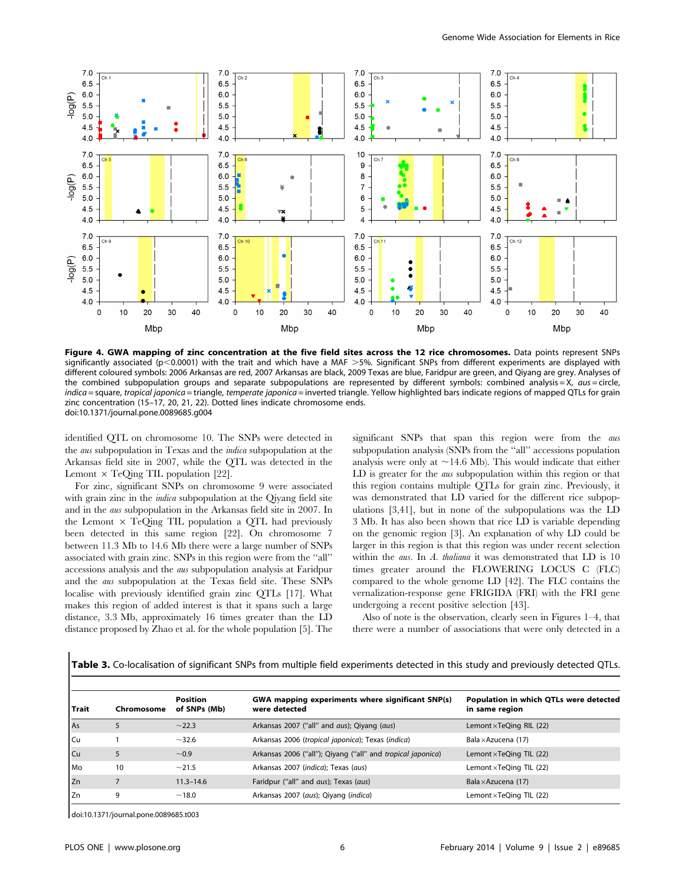**Figure 4. GWA mapping of zinc concentration at the five field sites across the 12 rice chromosomes.** Data points represent SNPs significantly associated (p<0.0001) with the trait and which have a MAF >5%. Significant SNPs from different experiments are displayed with different coloured symbols: 2006 Arkansas are red, 2007 Arkansas are black, 2009 Texas are blue, Faridpur are green, and Qiyang are grey. Analyses of the combined subpopulation groups and separate subpopulations are represented by different symbols: combined analysis = X, *aus* = circle, *indica* = square, *tropical japonica* = triangle, *temperate japonica* = inverted triangle. Yellow highlighted bars indicate regions of mapped QTLs for grain zinc concentration (15–17, 20, 21, 22). Dotted lines indicate chromosome ends.
doi:10.1371/journal.pone.0089685.g004

identified QTL on chromosome 10. The SNPs were detected in the *aus* subpopulation in Texas and the *indica* subpopulation at the Arkansas field site in 2007, while the QTL was detected in the Lemont × TeQing TIL population [22].

For zinc, significant SNPs on chromosome 9 were associated with grain zinc in the *indica* subpopulation at the Qiyang field site and in the *aus* subpopulation in the Arkansas field site in 2007. In the Lemont × TeQing TIL population a QTL had previously been detected in this same region [22]. On chromosome 7 between 11.3 Mb to 14.6 Mb there were a large number of SNPs associated with grain zinc. SNPs in this region were from the "all" accessions analysis and the *aus* subpopulation analysis at Faridpur and the *aus* subpopulation at the Texas field site. These SNPs localise with previously identified grain zinc QTLs [17]. What makes this region of added interest is that it spans such a large distance, 3.3 Mb, approximately 16 times greater than the LD distance proposed by Zhao et al. for the whole population [5]. The significant SNPs that span this region were from the *aus* subpopulation analysis (SNPs from the "all" accessions population analysis were only at ~14.6 Mb). This would indicate that either LD is greater for the *aus* subpopulation within this region or that this region contains multiple QTLs for grain zinc. Previously, it was demonstrated that LD varied for the different rice subpopulations [3,41], but in none of the subpopulations was the LD 3 Mb. It has also been shown that rice LD is variable depending on the genomic region [3]. An explanation of why LD could be larger in this region is that this region was under recent selection within the *aus*. In *A. thaliana* it was demonstrated that LD is 10 times greater around the FLOWERING LOCUS C (FLC) compared to the whole genome LD [42]. The FLC contains the vernalization-response gene FRIGIDA (FRI) with the FRI gene undergoing a recent positive selection [43].

Also of note is the observation, clearly seen in Figures 1–4, that there were a number of associations that were only detected in a

**Table 3.** Co-localisation of significant SNPs from multiple field experiments detected in this study and previously detected QTLs.

| Trait | Chromosome | Position of SNPs (Mb) | GWA mapping experiments where significant SNP(s) were detected | Population in which QTLs were detected in same region |
|---|---|---|---|---|
| As | 5 | ~22.3 | Arkansas 2007 ("all" and *aus*); Qiyang (*aus*) | Lemont×TeQing RIL (22) |
| Cu | 1 | ~32.6 | Arkansas 2006 (*tropical japonica*); Texas (*indica*) | Bala×Azucena (17) |
| Cu | 5 | ~0.9 | Arkansas 2006 ("all"); Qiyang ("all" and *tropical japonica*) | Lemont×TeQing TIL (22) |
| Mo | 10 | ~21.5 | Arkansas 2007 (*indica*); Texas (*aus*) | Lemont×TeQing TIL (22) |
| Zn | 7 | 11.3–14.6 | Faridpur ("all" and *aus*); Texas (*aus*) | Bala×Azucena (17) |
| Zn | 9 | ~18.0 | Arkansas 2007 (*aus*); Qiyang (*indica*) | Lemont×TeQing TIL (22) |

doi:10.1371/journal.pone.0089685.t003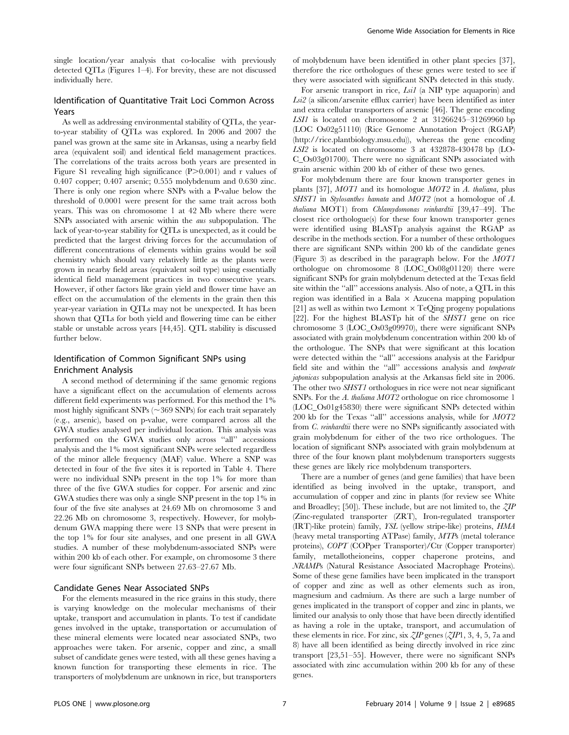single location/year analysis that co-localise with previously detected QTLs (Figures 1–4). For brevity, these are not discussed individually here.

## Identification of Quantitative Trait Loci Common Across Years

As well as addressing environmental stability of QTLs, the year-to-year stability of QTLs was explored. In 2006 and 2007 the panel was grown at the same site in Arkansas, using a nearby field area (equivalent soil) and identical field management practices. The correlations of the traits across both years are presented in Figure S1 revealing high significance ($P>0.001$) and r values of 0.407 copper; 0.407 arsenic; 0.555 molybdenum and 0.630 zinc. There is only one region where SNPs with a P-value below the threshold of 0.0001 were present for the same trait across both years. This was on chromosome 1 at 42 Mb where there were SNPs associated with arsenic within the *aus* subpopulation. The lack of year-to-year stability for QTLs is unexpected, as it could be predicted that the largest driving forces for the accumulation of different concentrations of elements within grains would be soil chemistry which should vary relatively little as the plants were grown in nearby field areas (equivalent soil type) using essentially identical field management practices in two consecutive years. However, if other factors like grain yield and flower time have an effect on the accumulation of the elements in the grain then this year-year variation in QTLs may not be unexpected. It has been shown that QTLs for both yield and flowering time can be either stable or unstable across years [44,45]. QTL stability is discussed further below.

## Identification of Common Significant SNPs using Enrichment Analysis

A second method of determining if the same genomic regions have a significant effect on the accumulation of elements across different field experiments was performed. For this method the 1% most highly significant SNPs (~369 SNPs) for each trait separately (e.g., arsenic), based on p-value, were compared across all the GWA studies analysed per individual location. This analysis was performed on the GWA studies only across "all" accessions analysis and the 1% most significant SNPs were selected regardless of the minor allele frequency (MAF) value. Where a SNP was detected in four of the five sites it is reported in Table 4. There were no individual SNPs present in the top 1% for more than three of the five GWA studies for copper. For arsenic and zinc GWA studies there was only a single SNP present in the top 1% in four of the five site analyses at 24.69 Mb on chromosome 3 and 22.26 Mb on chromosome 3, respectively. However, for molybdenum GWA mapping there were 13 SNPs that were present in the top 1% for four site analyses, and one present in all GWA studies. A number of these molybdenum-associated SNPs were within 200 kb of each other. For example, on chromosome 3 there were four significant SNPs between 27.63–27.67 Mb.

## Candidate Genes Near Associated SNPs

For the elements measured in the rice grains in this study, there is varying knowledge on the molecular mechanisms of their uptake, transport and accumulation in plants. To test if candidate genes involved in the uptake, transportation or accumulation of these mineral elements were located near associated SNPs, two approaches were taken. For arsenic, copper and zinc, a small subset of candidate genes were tested, with all these genes having a known function for transporting these elements in rice. The transporters of molybdenum are unknown in rice, but transporters of molybdenum have been identified in other plant species [37], therefore the rice orthologues of these genes were tested to see if they were associated with significant SNPs detected in this study.

For arsenic transport in rice, *Lsi1* (a NIP type aquaporin) and *Lsi2* (a silicon/arsenite efflux carrier) have been identified as inter and extra cellular transporters of arsenic [46]. The gene encoding *LSI1* is located on chromosome 2 at 31266245–31269960 bp (LOC Os02g51110) (Rice Genome Annotation Project (RGAP) (http://rice.plantbiology.msu.edu)), whereas the gene encoding *LSI2* is located on chromosome 3 at 432878-430478 bp (LOC_Os03g01700). There were no significant SNPs associated with grain arsenic within 200 kb of either of these two genes.

For molybdenum there are four known transporter genes in plants [37], *MOT1* and its homologue *MOT2* in *A. thaliana*, plus *SHST1* in *Stylosanthes hamata* and *MOT2* (not a homologue of *A. thaliana* MOT1) from *Chlamydomonas reinhardtii* [39,47–49]. The closest rice orthologue(s) for these four known transporter genes were identified using BLASTp analysis against the RGAP as describe in the methods section. For a number of these orthologues there are significant SNPs within 200 kb of the candidate genes (Figure 3) as described in the paragraph below. For the *MOT1* orthologue on chromosome 8 (LOC_Os08g01120) there were significant SNPs for grain molybdenum detected at the Texas field site within the "all" accessions analysis. Also of note, a QTL in this region was identified in a Bala × Azucena mapping population [21] as well as within two Lemont × TeQing progeny populations [22]. For the highest BLASTp hit of the *SHST1* gene on rice chromosome 3 (LOC_Os03g09970), there were significant SNPs associated with grain molybdenum concentration within 200 kb of the orthologue. The SNPs that were significant at this location were detected within the "all" accessions analysis at the Faridpur field site and within the "all" accessions analysis and *temperate japonicas* subpopulation analysis at the Arkansas field site in 2006. The other two *SHST1* orthologues in rice were not near significant SNPs. For the *A. thaliana MOT2* orthologue on rice chromosome 1 (LOC_Os01g45830) there were significant SNPs detected within 200 kb for the Texas "all" accessions analysis, while for *MOT2* from *C. reinhardtii* there were no SNPs significantly associated with grain molybdenum for either of the two rice orthologues. The location of significant SNPs associated with grain molybdenum at three of the four known plant molybdenum transporters suggests these genes are likely rice molybdenum transporters.

There are a number of genes (and gene families) that have been identified as being involved in the uptake, transport, and accumulation of copper and zinc in plants (for review see White and Broadley; [50]). These include, but are not limited to, the *ZIP* (Zinc-regulated transporter (ZRT), Iron-regulated transporter (IRT)-like protein) family, *YSL* (yellow stripe-like) proteins, *HMA* (heavy metal transporting ATPase) family, *MTP*s (metal tolerance proteins), *COPT* (COPper Transporter)/Ctr (Copper transporter) family, metallotheioneins, copper chaperone proteins, and *NRAMP*s (Natural Resistance Associated Macrophage Proteins). Some of these gene families have been implicated in the transport of copper and zinc as well as other elements such as iron, magnesium and cadmium. As there are such a large number of genes implicated in the transport of copper and zinc in plants, we limited our analysis to only those that have been directly identified as having a role in the uptake, transport, and accumulation of these elements in rice. For zinc, six *ZIP* genes (*ZIP*1, 3, 4, 5, 7a and 8) have all been identified as being directly involved in rice zinc transport [23,51–55]. However, there were no significant SNPs associated with zinc accumulation within 200 kb for any of these genes.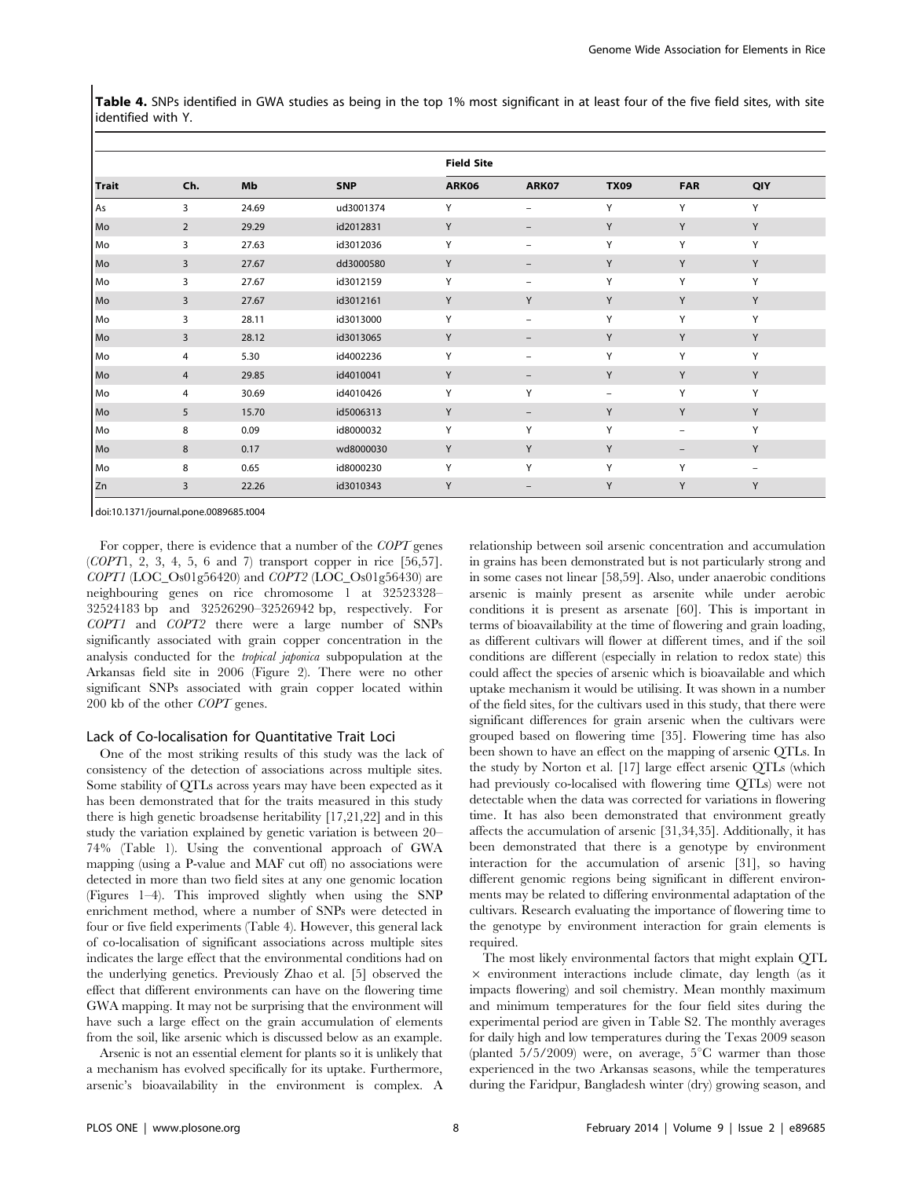**Table 4.** SNPs identified in GWA studies as being in the top 1% most significant in at least four of the five field sites, with site identified with Y.

| | | | | Field Site | | | | |
|---|---|---|---|---|---|---|---|---|
| **Trait** | **Ch.** | **Mb** | **SNP** | **ARK06** | **ARK07** | **TX09** | **FAR** | **QIY** |
| As | 3 | 24.69 | ud3001374 | Y | – | Y | Y | Y |
| Mo | 2 | 29.29 | id2012831 | Y | – | Y | Y | Y |
| Mo | 3 | 27.63 | id3012036 | Y | – | Y | Y | Y |
| Mo | 3 | 27.67 | dd3000580 | Y | – | Y | Y | Y |
| Mo | 3 | 27.67 | id3012159 | Y | – | Y | Y | Y |
| Mo | 3 | 27.67 | id3012161 | Y | Y | Y | Y | Y |
| Mo | 3 | 28.11 | id3013000 | Y | – | Y | Y | Y |
| Mo | 3 | 28.12 | id3013065 | Y | – | Y | Y | Y |
| Mo | 4 | 5.30 | id4002236 | Y | – | Y | Y | Y |
| Mo | 4 | 29.85 | id4010041 | Y | – | Y | Y | Y |
| Mo | 4 | 30.69 | id4010426 | Y | Y | – | Y | Y |
| Mo | 5 | 15.70 | id5006313 | Y | – | Y | Y | Y |
| Mo | 8 | 0.09 | id8000032 | Y | Y | Y | – | Y |
| Mo | 8 | 0.17 | wd8000030 | Y | Y | Y | – | Y |
| Mo | 8 | 0.65 | id8000230 | Y | Y | Y | Y | – |
| Zn | 3 | 22.26 | id3010343 | Y | – | Y | Y | Y |

doi:10.1371/journal.pone.0089685.t004

For copper, there is evidence that a number of the *COPT* genes (*COPT*1, 2, 3, 4, 5, 6 and 7) transport copper in rice [56,57]. *COPT1* (LOC_Os01g56420) and *COPT2* (LOC_Os01g56430) are neighbouring genes on rice chromosome 1 at 32523328–32524183 bp and 32526290–32526942 bp, respectively. For *COPT1* and *COPT2* there were a large number of SNPs significantly associated with grain copper concentration in the analysis conducted for the *tropical japonica* subpopulation at the Arkansas field site in 2006 (Figure 2). There were no other significant SNPs associated with grain copper located within 200 kb of the other *COPT* genes.

## Lack of Co-localisation for Quantitative Trait Loci

One of the most striking results of this study was the lack of consistency of the detection of associations across multiple sites. Some stability of QTLs across years may have been expected as it has been demonstrated that for the traits measured in this study there is high genetic broadsense heritability [17,21,22] and in this study the variation explained by genetic variation is between 20–74% (Table 1). Using the conventional approach of GWA mapping (using a P-value and MAF cut off) no associations were detected in more than two field sites at any one genomic location (Figures 1–4). This improved slightly when using the SNP enrichment method, where a number of SNPs were detected in four or five field experiments (Table 4). However, this general lack of co-localisation of significant associations across multiple sites indicates the large effect that the environmental conditions had on the underlying genetics. Previously Zhao et al. [5] observed the effect that different environments can have on the flowering time GWA mapping. It may not be surprising that the environment will have such a large effect on the grain accumulation of elements from the soil, like arsenic which is discussed below as an example.

Arsenic is not an essential element for plants so it is unlikely that a mechanism has evolved specifically for its uptake. Furthermore, arsenic's bioavailability in the environment is complex. A relationship between soil arsenic concentration and accumulation in grains has been demonstrated but is not particularly strong and in some cases not linear [58,59]. Also, under anaerobic conditions arsenic is mainly present as arsenite while under aerobic conditions it is present as arsenate [60]. This is important in terms of bioavailability at the time of flowering and grain loading, as different cultivars will flower at different times, and if the soil conditions are different (especially in relation to redox state) this could affect the species of arsenic which is bioavailable and which uptake mechanism it would be utilising. It was shown in a number of the field sites, for the cultivars used in this study, that there were significant differences for grain arsenic when the cultivars were grouped based on flowering time [35]. Flowering time has also been shown to have an effect on the mapping of arsenic QTLs. In the study by Norton et al. [17] large effect arsenic QTLs (which had previously co-localised with flowering time QTLs) were not detectable when the data was corrected for variations in flowering time. It has also been demonstrated that environment greatly affects the accumulation of arsenic [31,34,35]. Additionally, it has been demonstrated that there is a genotype by environment interaction for the accumulation of arsenic [31], so having different genomic regions being significant in different environments may be related to differing environmental adaptation of the cultivars. Research evaluating the importance of flowering time to the genotype by environment interaction for grain elements is required.

The most likely environmental factors that might explain QTL $\times$ environment interactions include climate, day length (as it impacts flowering) and soil chemistry. Mean monthly maximum and minimum temperatures for the four field sites during the experimental period are given in Table S2. The monthly averages for daily high and low temperatures during the Texas 2009 season (planted 5/5/2009) were, on average, 5°C warmer than those experienced in the two Arkansas seasons, while the temperatures during the Faridpur, Bangladesh winter (dry) growing season, and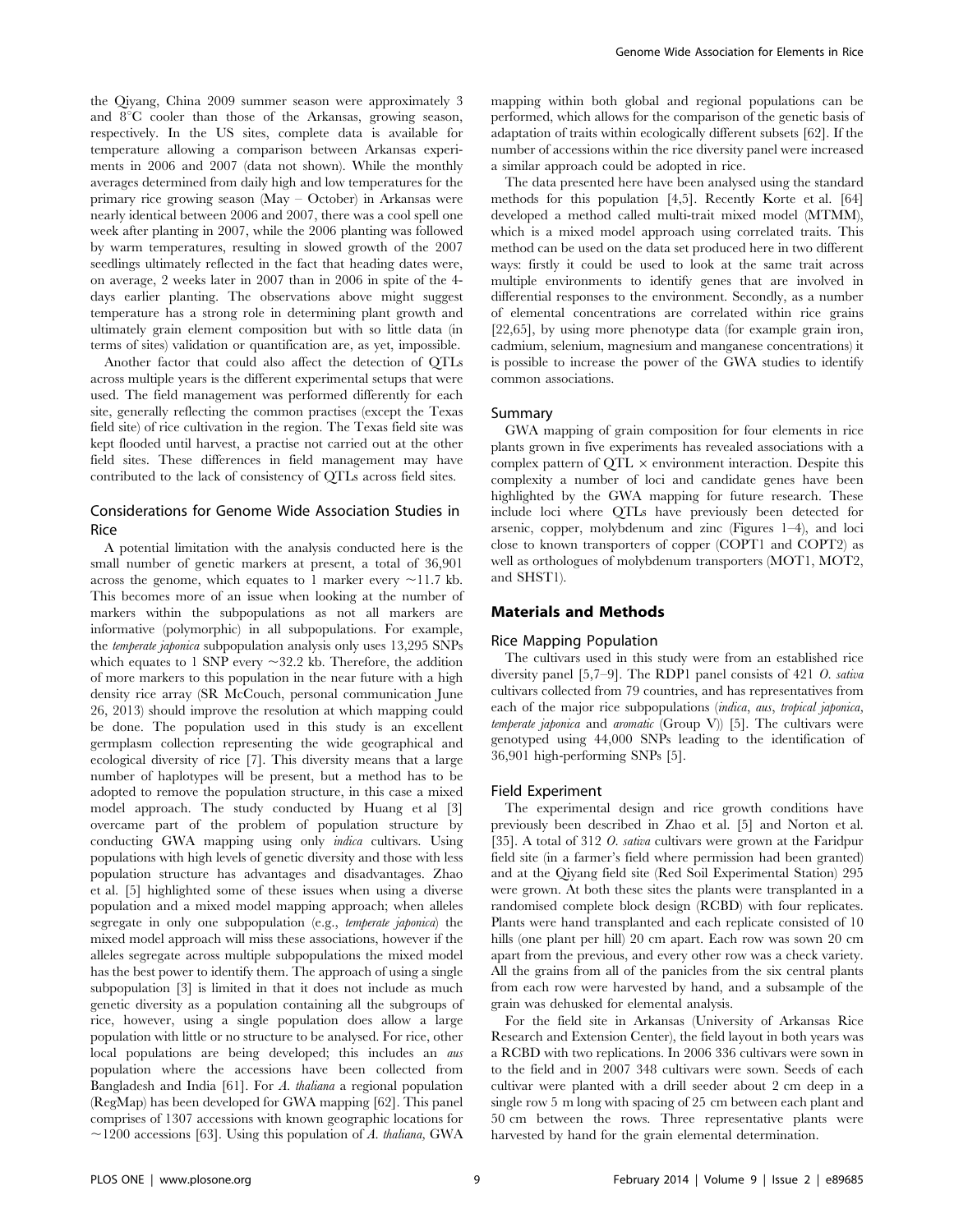the Qiyang, China 2009 summer season were approximately 3 and 8°C cooler than those of the Arkansas, growing season, respectively. In the US sites, complete data is available for temperature allowing a comparison between Arkansas experiments in 2006 and 2007 (data not shown). While the monthly averages determined from daily high and low temperatures for the primary rice growing season (May – October) in Arkansas were nearly identical between 2006 and 2007, there was a cool spell one week after planting in 2007, while the 2006 planting was followed by warm temperatures, resulting in slowed growth of the 2007 seedlings ultimately reflected in the fact that heading dates were, on average, 2 weeks later in 2007 than in 2006 in spite of the 4-days earlier planting. The observations above might suggest temperature has a strong role in determining plant growth and ultimately grain element composition but with so little data (in terms of sites) validation or quantification are, as yet, impossible.

Another factor that could also affect the detection of QTLs across multiple years is the different experimental setups that were used. The field management was performed differently for each site, generally reflecting the common practises (except the Texas field site) of rice cultivation in the region. The Texas field site was kept flooded until harvest, a practise not carried out at the other field sites. These differences in field management may have contributed to the lack of consistency of QTLs across field sites.

### Considerations for Genome Wide Association Studies in Rice

A potential limitation with the analysis conducted here is the small number of genetic markers at present, a total of 36,901 across the genome, which equates to 1 marker every ~11.7 kb. This becomes more of an issue when looking at the number of markers within the subpopulations as not all markers are informative (polymorphic) in all subpopulations. For example, the *temperate japonica* subpopulation analysis only uses 13,295 SNPs which equates to 1 SNP every ~32.2 kb. Therefore, the addition of more markers to this population in the near future with a high density rice array (SR McCouch, personal communication June 26, 2013) should improve the resolution at which mapping could be done. The population used in this study is an excellent germplasm collection representing the wide geographical and ecological diversity of rice [7]. This diversity means that a large number of haplotypes will be present, but a method has to be adopted to remove the population structure, in this case a mixed model approach. The study conducted by Huang et al [3] overcame part of the problem of population structure by conducting GWA mapping using only *indica* cultivars. Using populations with high levels of genetic diversity and those with less population structure has advantages and disadvantages. Zhao et al. [5] highlighted some of these issues when using a diverse population and a mixed model mapping approach; when alleles segregate in only one subpopulation (e.g., *temperate japonica*) the mixed model approach will miss these associations, however if the alleles segregate across multiple subpopulations the mixed model has the best power to identify them. The approach of using a single subpopulation [3] is limited in that it does not include as much genetic diversity as a population containing all the subgroups of rice, however, using a single population does allow a large population with little or no structure to be analysed. For rice, other local populations are being developed; this includes an *aus* population where the accessions have been collected from Bangladesh and India [61]. For *A. thaliana* a regional population (RegMap) has been developed for GWA mapping [62]. This panel comprises of 1307 accessions with known geographic locations for ~1200 accessions [63]. Using this population of *A. thaliana*, GWA mapping within both global and regional populations can be performed, which allows for the comparison of the genetic basis of adaptation of traits within ecologically different subsets [62]. If the number of accessions within the rice diversity panel were increased a similar approach could be adopted in rice.

The data presented here have been analysed using the standard methods for this population [4,5]. Recently Korte et al. [64] developed a method called multi-trait mixed model (MTMM), which is a mixed model approach using correlated traits. This method can be used on the data set produced here in two different ways: firstly it could be used to look at the same trait across multiple environments to identify genes that are involved in differential responses to the environment. Secondly, as a number of elemental concentrations are correlated within rice grains [22,65], by using more phenotype data (for example grain iron, cadmium, selenium, magnesium and manganese concentrations) it is possible to increase the power of the GWA studies to identify common associations.

### Summary

GWA mapping of grain composition for four elements in rice plants grown in five experiments has revealed associations with a complex pattern of QTL × environment interaction. Despite this complexity a number of loci and candidate genes have been highlighted by the GWA mapping for future research. These include loci where QTLs have previously been detected for arsenic, copper, molybdenum and zinc (Figures 1–4), and loci close to known transporters of copper (COPT1 and COPT2) as well as orthologues of molybdenum transporters (MOT1, MOT2, and SHST1).

## Materials and Methods

### Rice Mapping Population

The cultivars used in this study were from an established rice diversity panel [5,7–9]. The RDP1 panel consists of 421 *O. sativa* cultivars collected from 79 countries, and has representatives from each of the major rice subpopulations (*indica*, *aus*, *tropical japonica*, *temperate japonica* and *aromatic* (Group V)) [5]. The cultivars were genotyped using 44,000 SNPs leading to the identification of 36,901 high-performing SNPs [5].

### Field Experiment

The experimental design and rice growth conditions have previously been described in Zhao et al. [5] and Norton et al. [35]. A total of 312 *O. sativa* cultivars were grown at the Faridpur field site (in a farmer's field where permission had been granted) and at the Qiyang field site (Red Soil Experimental Station) 295 were grown. At both these sites the plants were transplanted in a randomised complete block design (RCBD) with four replicates. Plants were hand transplanted and each replicate consisted of 10 hills (one plant per hill) 20 cm apart. Each row was sown 20 cm apart from the previous, and every other row was a check variety. All the grains from all of the panicles from the six central plants from each row were harvested by hand, and a subsample of the grain was dehusked for elemental analysis.

For the field site in Arkansas (University of Arkansas Rice Research and Extension Center), the field layout in both years was a RCBD with two replications. In 2006 336 cultivars were sown in to the field and in 2007 348 cultivars were sown. Seeds of each cultivar were planted with a drill seeder about 2 cm deep in a single row 5 m long with spacing of 25 cm between each plant and 50 cm between the rows. Three representative plants were harvested by hand for the grain elemental determination.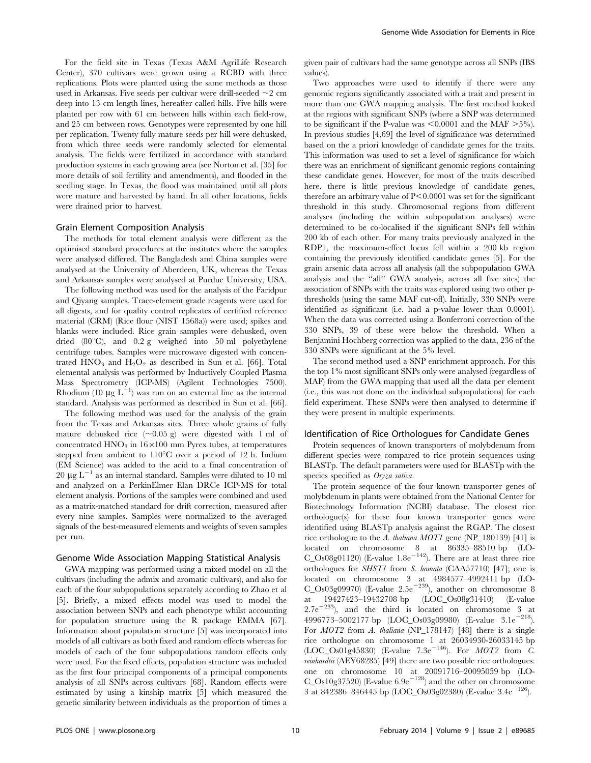For the field site in Texas (Texas A&M AgriLife Research Center), 370 cultivars were grown using a RCBD with three replications. Plots were planted using the same methods as those used in Arkansas. Five seeds per cultivar were drill-seeded ~2 cm deep into 13 cm length lines, hereafter called hills. Five hills were planted per row with 61 cm between hills within each field-row, and 25 cm between rows. Genotypes were represented by one hill per replication. Twenty fully mature seeds per hill were dehusked, from which three seeds were randomly selected for elemental analysis. The fields were fertilized in accordance with standard production systems in each growing area (see Norton et al. [35] for more details of soil fertility and amendments), and flooded in the seedling stage. In Texas, the flood was maintained until all plots were mature and harvested by hand. In all other locations, fields were drained prior to harvest.

### Grain Element Composition Analysis

The methods for total element analysis were different as the optimised standard procedures at the institutes where the samples were analysed differed. The Bangladesh and China samples were analysed at the University of Aberdeen, UK, whereas the Texas and Arkansas samples were analysed at Purdue University, USA.

The following method was used for the analysis of the Faridpur and Qiyang samples. Trace-element grade reagents were used for all digests, and for quality control replicates of certified reference material (CRM) (Rice flour (NIST 1568a)) were used; spikes and blanks were included. Rice grain samples were dehusked, oven dried (80°C), and 0.2 g weighed into 50 ml polyethylene centrifuge tubes. Samples were microwave digested with concentrated $HNO_3$ and $H_2O_2$ as described in Sun et al [66]. Total elemental analysis was performed by Inductively Coupled Plasma Mass Spectrometry (ICP-MS) (Agilent Technologies 7500). Rhodium (10 $\mu g\ L^{-1}$) was run on an external line as the internal standard. Analysis was performed as described in Sun et al. [66].

The following method was used for the analysis of the grain from the Texas and Arkansas sites. Three whole grains of fully mature dehusked rice (~0.05 g) were digested with 1 ml of concentrated $HNO_3$ in 16×100 mm Pyrex tubes, at temperatures stepped from ambient to 110°C over a period of 12 h. Indium (EM Science) was added to the acid to a final concentration of 20 $\mu g\ L^{-1}$ as an internal standard. Samples were diluted to 10 ml and analyzed on a PerkinElmer Elan DRCe ICP-MS for total element analysis. Portions of the samples were combined and used as a matrix-matched standard for drift correction, measured after every nine samples. Samples were normalized to the averaged signals of the best-measured elements and weights of seven samples per run.

### Genome Wide Association Mapping Statistical Analysis

GWA mapping was performed using a mixed model on all the cultivars (including the admix and aromatic cultivars), and also for each of the four subpopulations separately according to Zhao et al [5]. Briefly, a mixed effects model was used to model the association between SNPs and each phenotype whilst accounting for population structure using the R package EMMA [67]. Information about population structure [5] was incorporated into models of all cultivars as both fixed and random effects whereas for models of each of the four subpopulations random effects only were used. For the fixed effects, population structure was included as the first four principal components of a principal components analysis of all SNPs across cultivars [68]. Random effects were estimated by using a kinship matrix [5] which measured the genetic similarity between individuals as the proportion of times a given pair of cultivars had the same genotype across all SNPs (IBS values).

Two approaches were used to identify if there were any genomic regions significantly associated with a trait and present in more than one GWA mapping analysis. The first method looked at the regions with significant SNPs (where a SNP was determined to be significant if the P-value was $<0.0001$ and the MAF $>5\%$). In previous studies [4,69] the level of significance was determined based on the a priori knowledge of candidate genes for the traits. This information was used to set a level of significance for which there was an enrichment of significant genomic regions containing these candidate genes. However, for most of the traits described here, there is little previous knowledge of candidate genes, therefore an arbitrary value of $P<0.0001$ was set for the significant threshold in this study. Chromosomal regions from different analyses (including the within subpopulation analyses) were determined to be co-localised if the significant SNPs fell within 200 kb of each other. For many traits previously analyzed in the RDP1, the maximum-effect locus fell within a 200 kb region containing the previously identified candidate genes [5]. For the grain arsenic data across all analysis (all the subpopulation GWA analysis and the "all" GWA analysis, across all five sites) the association of SNPs with the traits was explored using two other p-thresholds (using the same MAF cut-off). Initially, 330 SNPs were identified as significant (i.e. had a p-value lower than 0.0001). When the data was corrected using a Bonferroni correction of the 330 SNPs, 39 of these were below the threshold. When a Benjamini Hochberg correction was applied to the data, 236 of the 330 SNPs were significant at the 5% level.

The second method used a SNP enrichment approach. For this the top 1% most significant SNPs only were analysed (regardless of MAF) from the GWA mapping that used all the data per element (i.e., this was not done on the individual subpopulations) for each field experiment. These SNPs were then analysed to determine if they were present in multiple experiments.

### Identification of Rice Orthologues for Candidate Genes

Protein sequences of known transporters of molybdenum from different species were compared to rice protein sequences using BLASTp. The default parameters were used for BLASTp with the species specified as *Oryza sativa*.

The protein sequence of the four known transporter genes of molybdenum in plants were obtained from the National Center for Biotechnology Information (NCBI) database. The closest rice orthologue(s) for these four known transporter genes were identified using BLASTp analysis against the RGAP. The closest rice orthologue to the *A. thaliana MOT1* gene (NP_180139) [41] is located on chromosome 8 at 86335–88510 bp (LOC_Os08g01120) (E-value $1.8e^{-142}$). There are at least three rice orthologues for *SHST1* from *S. hamata* (CAA57710) [47]; one is located on chromosome 3 at 4984577–4992411 bp (LOC_Os03g09970) (E-value $2.5e^{-239}$), another on chromosome 8 at 19427423–19432708 bp (LOC_Os08g31410) (E-value $2.7e^{-233}$), and the third is located on chromosome 3 at 4996773–5002177 bp (LOC_Os03g09980) (E-value $3.1e^{-218}$). For *MOT2* from *A. thaliana* (NP_178147) [48] there is a single rice orthologue on chromosome 1 at 26034930-26033145 bp (LOC_Os01g45830) (E-value $7.3e^{-146}$). For *MOT2* from *C. reinhardtii* (AEY68285) [49] there are two possible rice orthologues: one on chromosome 10 at 20091716–20095059 bp (LOC_Os10g37520) (E-value $6.9e^{-128}$) and the other on chromosome 3 at 842386–846445 bp (LOC_Os03g02380) (E-value $3.4e^{-126}$).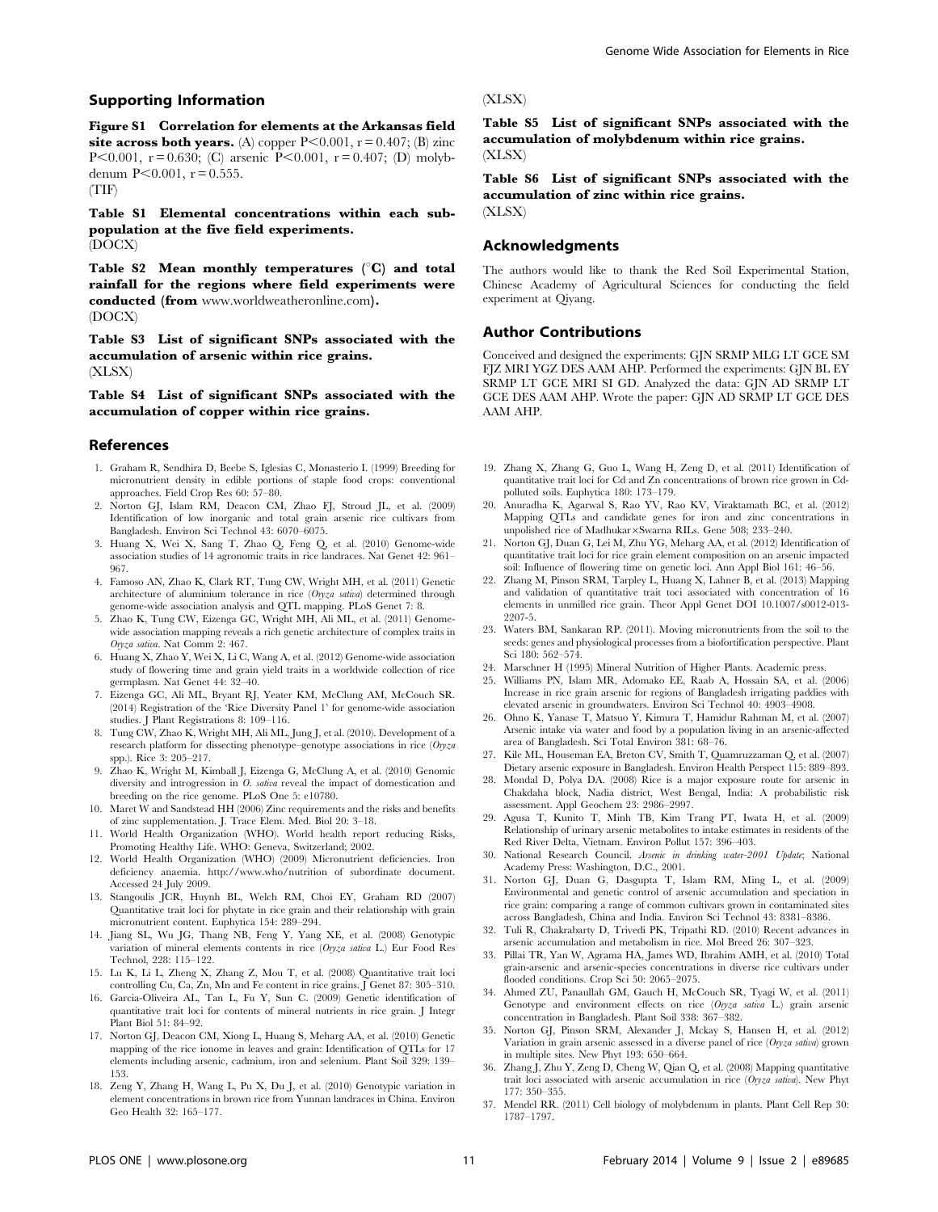## Supporting Information

**Figure S1 Correlation for elements at the Arkansas field site across both years.** (A) copper $P<0.001$, $r=0.407$; (B) zinc $P<0.001$, $r=0.630$; (C) arsenic $P<0.001$, $r=0.407$; (D) molybdenum $P<0.001$, $r=0.555$.
(TIF)

**Table S1 Elemental concentrations within each subpopulation at the five field experiments.**
(DOCX)

**Table S2 Mean monthly temperatures (°C) and total rainfall for the regions where field experiments were conducted (from www.worldweatheronline.com).**
(DOCX)

**Table S3 List of significant SNPs associated with the accumulation of arsenic within rice grains.**
(XLSX)

**Table S4 List of significant SNPs associated with the accumulation of copper within rice grains.**
(XLSX)

**Table S5 List of significant SNPs associated with the accumulation of molybdenum within rice grains.**
(XLSX)

**Table S6 List of significant SNPs associated with the accumulation of zinc within rice grains.**
(XLSX)

## Acknowledgments

The authors would like to thank the Red Soil Experimental Station, Chinese Academy of Agricultural Sciences for conducting the field experiment at Qiyang.

## Author Contributions

Conceived and designed the experiments: GJN SRMP MLG LT GCE SM FJZ MRI YGZ DES AAM AHP. Performed the experiments: GJN BL EY SRMP LT GCE MRI SI GD. Analyzed the data: GJN AD SRMP LT GCE DES AAM AHP. Wrote the paper: GJN AD SRMP LT GCE DES AAM AHP.

## References

1. Graham R, Sendhira D, Beebe S, Iglesias C, Monasterio I. (1999) Breeding for micronutrient density in edible portions of staple food crops: conventional approaches. Field Crop Res 60: 57–80.
2. Norton GJ, Islam RM, Deacon CM, Zhao FJ, Stroud JL, et al. (2009) Identification of low inorganic and total grain arsenic rice cultivars from Bangladesh. Environ Sci Technol 43: 6070–6075.
3. Huang X, Wei X, Sang T, Zhao Q, Feng Q, et al. (2010) Genome-wide association studies of 14 agronomic traits in rice landraces. Nat Genet 42: 961–967.
4. Famoso AN, Zhao K, Clark RT, Tung CW, Wright MH, et al. (2011) Genetic architecture of aluminium tolerance in rice (*Oryza sativa*) determined through genome-wide association analysis and QTL mapping. PLoS Genet 7: 8.
5. Zhao K, Tung CW, Eizenga GC, Wright MH, Ali ML, et al. (2011) Genome-wide association mapping reveals a rich genetic architecture of complex traits in *Oryza sativa*. Nat Comm 2: 467.
6. Huang X, Zhao Y, Wei X, Li C, Wang A, et al. (2012) Genome-wide association study of flowering time and grain yield traits in a worldwide collection of rice germplasm. Nat Genet 44: 32–40.
7. Eizenga GC, Ali ML, Bryant RJ, Yeater KM, McClung AM, McCouch SR. (2014) Registration of the 'Rice Diversity Panel 1' for genome-wide association studies. J Plant Registrations 8: 109–116.
8. Tung CW, Zhao K, Wright MH, Ali ML, Jung J, et al. (2010). Development of a research platform for dissecting phenotype–genotype associations in rice (*Oryza* spp.). Rice 3: 205–217.
9. Zhao K, Wright M, Kimball J, Eizenga G, McClung A, et al. (2010) Genomic diversity and introgression in *O. sativa* reveal the impact of domestication and breeding on the rice genome. PLoS One 5: e10780.
10. Maret W and Sandstead HH (2006) Zinc requirements and the risks and benefits of zinc supplementation. J. Trace Elem. Med. Biol 20: 3–18.
11. World Health Organization (WHO). World health report reducing Risks, Promoting Healthy Life. WHO: Geneva, Switzerland; 2002.
12. World Health Organization (WHO) (2009) Micronutrient deficiencies. Iron deficiency anaemia. http://www.who/nutrition of subordinate document. Accessed 24 July 2009.
13. Stangoulis JCR, Huynh BL, Welch RM, Choi EY, Graham RD (2007) Quantitative trait loci for phytate in rice grain and their relationship with grain micronutrient content. Euphytica 154: 289–294.
14. Jiang SL, Wu JG, Thang NB, Feng Y, Yang XE, et al. (2008) Genotypic variation of mineral elements contents in rice (*Oryza sativa* L.) Eur Food Res Technol, 228: 115–122.
15. Lu K, Li L, Zheng X, Zhang Z, Mou T, et al. (2008) Quantitative trait loci controlling Cu, Ca, Zn, Mn and Fe content in rice grains. J Genet 87: 305–310.
16. Garcia-Oliveira AL, Tan L, Fu Y, Sun C. (2009) Genetic identification of quantitative trait loci for contents of mineral nutrients in rice grain. J Integr Plant Biol 51: 84–92.
17. Norton GJ, Deacon CM, Xiong L, Huang S, Meharg AA, et al. (2010) Genetic mapping of the rice ionome in leaves and grain: Identification of QTLs for 17 elements including arsenic, cadmium, iron and selenium. Plant Soil 329: 139–153.
18. Zeng Y, Zhang H, Wang L, Pu X, Du J, et al. (2010) Genotypic variation in element concentrations in brown rice from Yunnan landraces in China. Environ Geo Health 32: 165–177.
19. Zhang X, Zhang G, Guo L, Wang H, Zeng D, et al. (2011) Identification of quantitative trait loci for Cd and Zn concentrations of brown rice grown in Cd-polluted soils. Euphytica 180: 173–179.
20. Anuradha K, Agarwal S, Rao YV, Rao KV, Viraktamath BC, et al. (2012) Mapping QTLs and candidate genes for iron and zinc concentrations in unpolished rice of Madhukar×Swarna RILs. Gene 508; 233–240.
21. Norton GJ, Duan G, Lei M, Zhu YG, Meharg AA, et al. (2012) Identification of quantitative trait loci for rice grain element composition on an arsenic impacted soil: Influence of flowering time on genetic loci. Ann Appl Biol 161: 46–56.
22. Zhang M, Pinson SRM, Tarpley L, Huang X, Lahner B, et al. (2013) Mapping and validation of quantitative trait toci associated with concentration of 16 elements in unmilled rice grain. Theor Appl Genet DOI 10.1007/s0012-013-2207-5.
23. Waters BM, Sankaran RP. (2011). Moving micronutrients from the soil to the seeds: genes and physiological processes from a biofortification perspective. Plant Sci 180: 562–574.
24. Marschner H (1995) Mineral Nutrition of Higher Plants. Academic press.
25. Williams PN, Islam MR, Adomako EE, Raab A, Hossain SA, et al. (2006) Increase in rice grain arsenic for regions of Bangladesh irrigating paddies with elevated arsenic in groundwaters. Environ Sci Technol 40: 4903–4908.
26. Ohno K, Yanase T, Matsuo Y, Kimura T, Hamidur Rahman M, et al. (2007) Arsenic intake via water and food by a population living in an arsenic-affected area of Bangladesh. Sci Total Environ 381: 68–76.
27. Kile ML, Houseman EA, Breton CV, Smith T, Quamruzzaman Q, et al. (2007) Dietary arsenic exposure in Bangladesh. Environ Health Perspect 115: 889–893.
28. Mondal D, Polya DA. (2008) Rice is a major exposure route for arsenic in Chakdaha block, Nadia district, West Bengal, India: A probabilistic risk assessment. Appl Geochem 23: 2986–2997.
29. Agusa T, Kunito T, Minh TB, Kim Trang PT, Iwata H, et al. (2009) Relationship of urinary arsenic metabolites to intake estimates in residents of the Red River Delta, Vietnam. Environ Pollut 157: 396–403.
30. National Research Council. *Arsenic in drinking water-2001 Update*; National Academy Press: Washington, D.C., 2001.
31. Norton GJ, Duan G, Dasgupta T, Islam RM, Ming L, et al. (2009) Environmental and genetic control of arsenic accumulation and speciation in rice grain: comparing a range of common cultivars grown in contaminated sites across Bangladesh, China and India. Environ Sci Technol 43: 8381–8386.
32. Tuli R, Chakrabarty D, Trivedi PK, Tripathi RD. (2010) Recent advances in arsenic accumulation and metabolism in rice. Mol Breed 26: 307–323.
33. Pillai TR, Yan W, Agrama HA, James WD, Ibrahim AMH, et al. (2010) Total grain-arsenic and arsenic-species concentrations in diverse rice cultivars under flooded conditions. Crop Sci 50: 2065–2075.
34. Ahmed ZU, Panaullah GM, Gauch H, McCouch SR, Tyagi W, et al. (2011) Genotype and environment effects on rice (*Oryza sativa* L.) grain arsenic concentration in Bangladesh. Plant Soil 338: 367–382.
35. Norton GJ, Pinson SRM, Alexander J, Mckay S, Hansen H, et al. (2012) Variation in grain arsenic assessed in a diverse panel of rice (*Oryza sativa*) grown in multiple sites. New Phyt 193: 650–664.
36. Zhang J, Zhu Y, Zeng D, Cheng W, Qian Q, et al. (2008) Mapping quantitative trait loci associated with arsenic accumulation in rice (*Oryza sativa*). New Phyt 177: 350–355.
37. Mendel RR. (2011) Cell biology of molybdenum in plants. Plant Cell Rep 30: 1787–1797.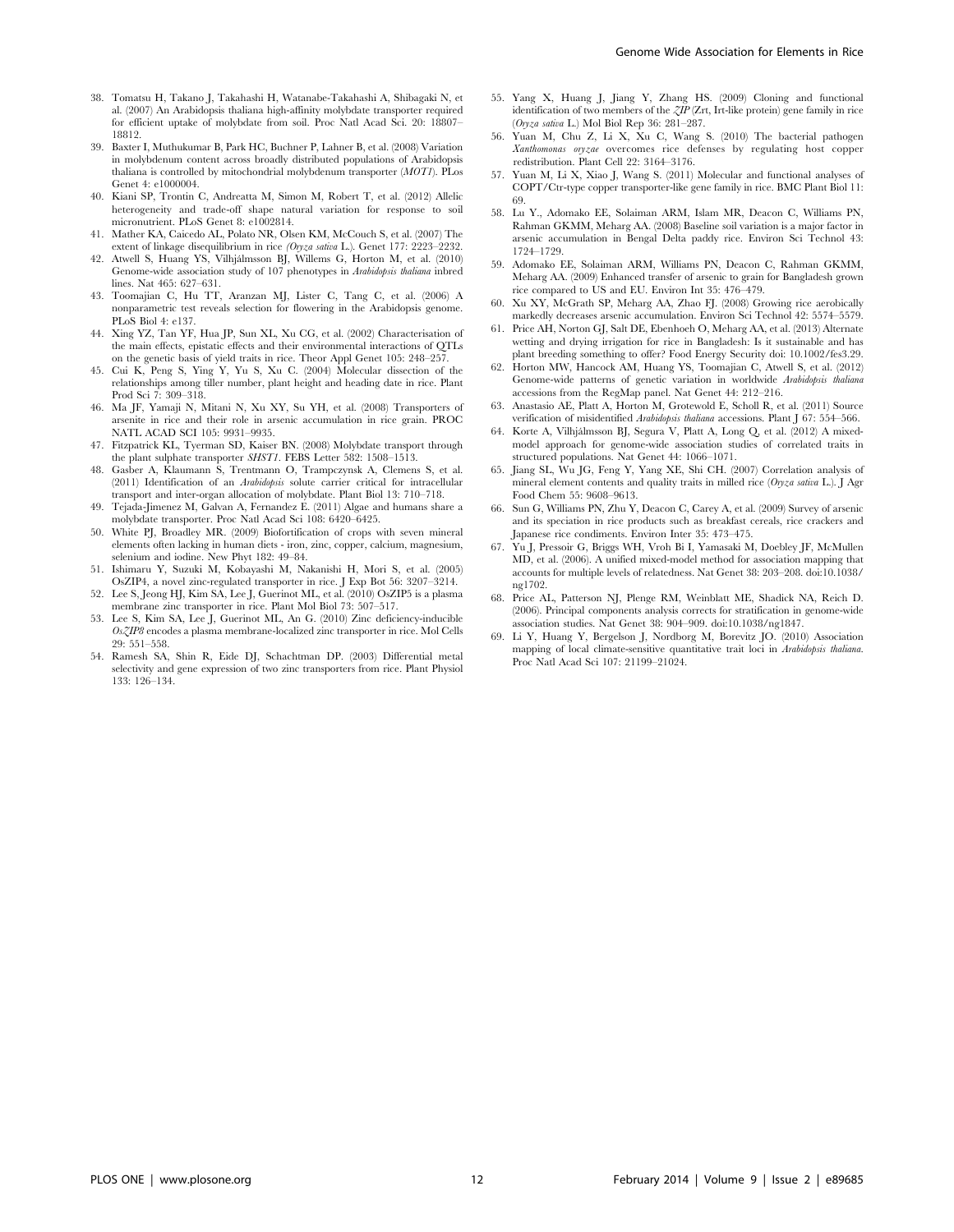38. Tomatsu H, Takano J, Takahashi H, Watanabe-Takahashi A, Shibagaki N, et al. (2007) An Arabidopsis thaliana high-affinity molybdate transporter required for efficient uptake of molybdate from soil. Proc Natl Acad Sci. 20: 18807–18812.
39. Baxter I, Muthukumar B, Park HC, Buchner P, Lahner B, et al. (2008) Variation in molybdenum content across broadly distributed populations of Arabidopsis thaliana is controlled by mitochondrial molybdenum transporter (*MOT1*). PLos Genet 4: e1000004.
40. Kiani SP, Trontin C, Andreatta M, Simon M, Robert T, et al. (2012) Allelic heterogeneity and trade-off shape natural variation for response to soil micronutrient. PLoS Genet 8: e1002814.
41. Mather KA, Caicedo AL, Polato NR, Olsen KM, McCouch S, et al. (2007) The extent of linkage disequilibrium in rice *(Oryza sativa* L.). Genet 177: 2223–2232.
42. Atwell S, Huang YS, Vilhjálmsson BJ, Willems G, Horton M, et al. (2010) Genome-wide association study of 107 phenotypes in *Arabidopsis thaliana* inbred lines. Nat 465: 627–631.
43. Toomajian C, Hu TT, Aranzan MJ, Lister C, Tang C, et al. (2006) A nonparametric test reveals selection for flowering in the Arabidopsis genome. PLoS Biol 4: e137.
44. Xing YZ, Tan YF, Hua JP, Sun XL, Xu CG, et al. (2002) Characterisation of the main effects, epistatic effects and their environmental interactions of QTLs on the genetic basis of yield traits in rice. Theor Appl Genet 105: 248–257.
45. Cui K, Peng S, Ying Y, Yu S, Xu C. (2004) Molecular dissection of the relationships among tiller number, plant height and heading date in rice. Plant Prod Sci 7: 309–318.
46. Ma JF, Yamaji N, Mitani N, Xu XY, Su YH, et al. (2008) Transporters of arsenite in rice and their role in arsenic accumulation in rice grain. PROC NATL ACAD SCI 105: 9931–9935.
47. Fitzpatrick KL, Tyerman SD, Kaiser BN. (2008) Molybdate transport through the plant sulphate transporter *SHST1*. FEBS Letter 582: 1508–1513.
48. Gasber A, Klaumann S, Trentmann O, Trampczynsk A, Clemens S, et al. (2011) Identification of an *Arabidopsis* solute carrier critical for intracellular transport and inter-organ allocation of molybdate. Plant Biol 13: 710–718.
49. Tejada-Jimenez M, Galvan A, Fernandez E. (2011) Algae and humans share a molybdate transporter. Proc Natl Acad Sci 108: 6420–6425.
50. White PJ, Broadley MR. (2009) Biofortification of crops with seven mineral elements often lacking in human diets - iron, zinc, copper, calcium, magnesium, selenium and iodine. New Phyt 182: 49–84.
51. Ishimaru Y, Suzuki M, Kobayashi M, Nakanishi H, Mori S, et al. (2005) OsZIP4, a novel zinc-regulated transporter in rice. J Exp Bot 56: 3207–3214.
52. Lee S, Jeong HJ, Kim SA, Lee J, Guerinot ML, et al. (2010) OsZIP5 is a plasma membrane zinc transporter in rice. Plant Mol Biol 73: 507–517.
53. Lee S, Kim SA, Lee J, Guerinot ML, An G. (2010) Zinc deficiency-inducible *OsZIP8* encodes a plasma membrane-localized zinc transporter in rice. Mol Cells 29: 551–558.
54. Ramesh SA, Shin R, Eide DJ, Schachtman DP. (2003) Differential metal selectivity and gene expression of two zinc transporters from rice. Plant Physiol 133: 126–134.
55. Yang X, Huang J, Jiang Y, Zhang HS. (2009) Cloning and functional identification of two members of the *ZIP* (Zrt, Irt-like protein) gene family in rice (*Oryza sativa* L.) Mol Biol Rep 36: 281–287.
56. Yuan M, Chu Z, Li X, Xu C, Wang S. (2010) The bacterial pathogen *Xanthomonas oryzae* overcomes rice defenses by regulating host copper redistribution. Plant Cell 22: 3164–3176.
57. Yuan M, Li X, Xiao J, Wang S. (2011) Molecular and functional analyses of COPT/Ctr-type copper transporter-like gene family in rice. BMC Plant Biol 11: 69.
58. Lu Y., Adomako EE, Solaiman ARM, Islam MR, Deacon C, Williams PN, Rahman GKMM, Meharg AA. (2008) Baseline soil variation is a major factor in arsenic accumulation in Bengal Delta paddy rice. Environ Sci Technol 43: 1724–1729.
59. Adomako EE, Solaiman ARM, Williams PN, Deacon C, Rahman GKMM, Meharg AA. (2009) Enhanced transfer of arsenic to grain for Bangladesh grown rice compared to US and EU. Environ Int 35: 476–479.
60. Xu XY, McGrath SP, Meharg AA, Zhao FJ. (2008) Growing rice aerobically markedly decreases arsenic accumulation. Environ Sci Technol 42: 5574–5579.
61. Price AH, Norton GJ, Salt DE, Ebenhoeh O, Meharg AA, et al. (2013) Alternate wetting and drying irrigation for rice in Bangladesh: Is it sustainable and has plant breeding something to offer? Food Energy Security doi: 10.1002/fes3.29.
62. Horton MW, Hancock AM, Huang YS, Toomajian C, Atwell S, et al. (2012) Genome-wide patterns of genetic variation in worldwide *Arabidopsis thaliana* accessions from the RegMap panel. Nat Genet 44: 212–216.
63. Anastasio AE, Platt A, Horton M, Grotewold E, Scholl R, et al. (2011) Source verification of misidentified *Arabidopsis thaliana* accessions. Plant J 67: 554–566.
64. Korte A, Vilhjálmsson BJ, Segura V, Platt A, Long Q, et al. (2012) A mixed-model approach for genome-wide association studies of correlated traits in structured populations. Nat Genet 44: 1066–1071.
65. Jiang SL, Wu JG, Feng Y, Yang XE, Shi CH. (2007) Correlation analysis of mineral element contents and quality traits in milled rice (*Oryza sativa* L.). J Agr Food Chem 55: 9608–9613.
66. Sun G, Williams PN, Zhu Y, Deacon C, Carey A, et al. (2009) Survey of arsenic and its speciation in rice products such as breakfast cereals, rice crackers and Japanese rice condiments. Environ Inter 35: 473–475.
67. Yu J, Pressoir G, Briggs WH, Vroh Bi I, Yamasaki M, Doebley JF, McMullen MD, et al. (2006). A unified mixed-model method for association mapping that accounts for multiple levels of relatedness. Nat Genet 38: 203–208. doi:10.1038/ng1702.
68. Price AL, Patterson NJ, Plenge RM, Weinblatt ME, Shadick NA, Reich D. (2006). Principal components analysis corrects for stratification in genome-wide association studies. Nat Genet 38: 904–909. doi:10.1038/ng1847.
69. Li Y, Huang Y, Bergelson J, Nordborg M, Borevitz JO. (2010) Association mapping of local climate-sensitive quantitative trait loci in *Arabidopsis thaliana*. Proc Natl Acad Sci 107: 21199–21024.